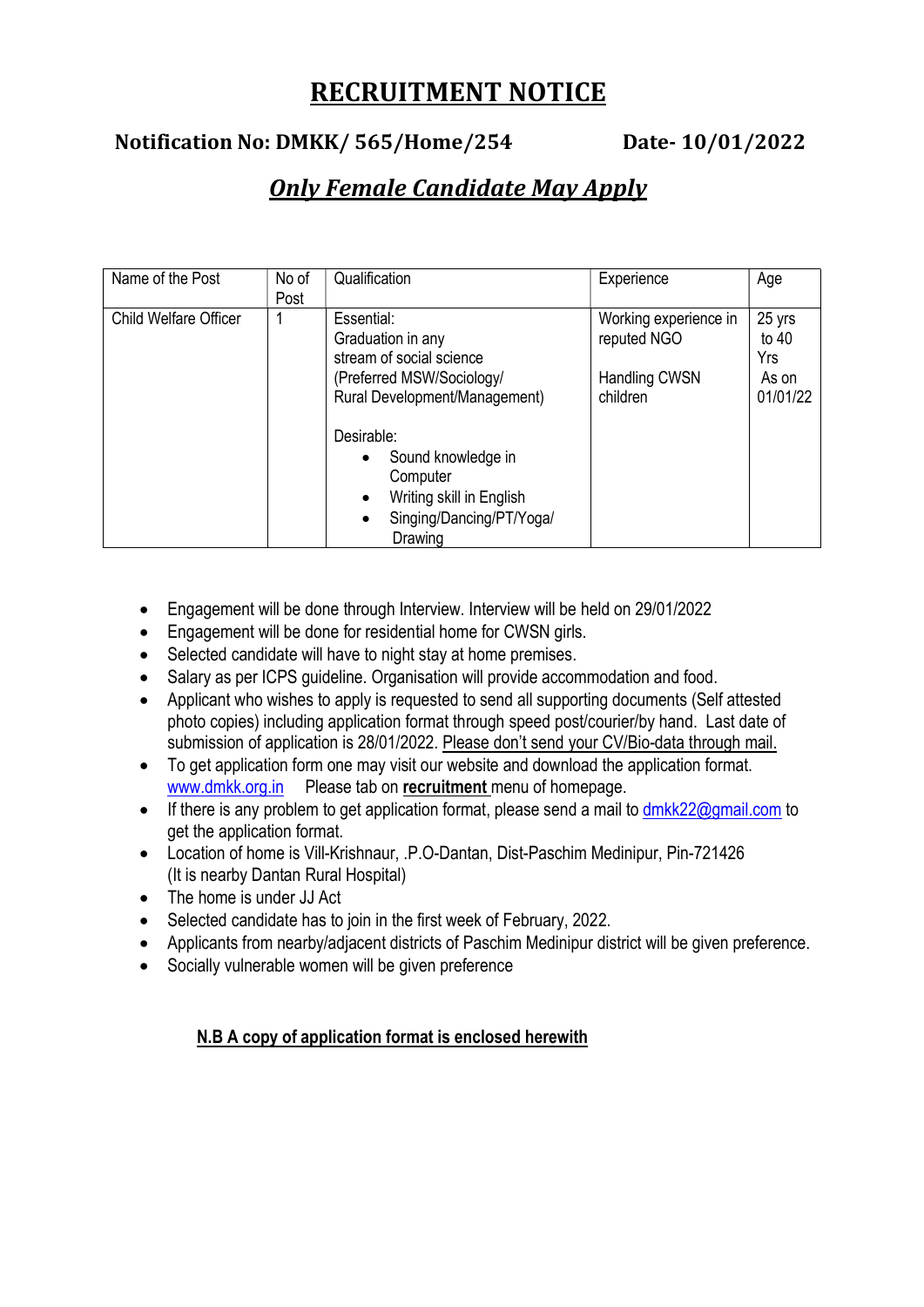# RECRUITMENT NOTICE

**Notification No: DMKK/ 565/Home/254** **Date- 10/01/2022**

## ***Only Female Candidate May Apply***

| Name of the Post | No of Post | Qualification | Experience | Age |
|---|---|---|---|---|
| Child Welfare Officer | 1 | Essential:<br>Graduation in any stream of social science (Preferred MSW/Sociology/ Rural Development/Management)<br><br>Desirable:<br>• Sound knowledge in Computer<br>• Writing skill in English<br>• Singing/Dancing/PT/Yoga/ Drawing | Working experience in reputed NGO<br><br>Handling CWSN children | 25 yrs to 40 Yrs As on 01/01/22 |

- Engagement will be done through Interview. Interview will be held on 29/01/2022
- Engagement will be done for residential home for CWSN girls.
- Selected candidate will have to night stay at home premises.
- Salary as per ICPS guideline. Organisation will provide accommodation and food.
- Applicant who wishes to apply is requested to send all supporting documents (Self attested photo copies) including application format through speed post/courier/by hand. Last date of submission of application is 28/01/2022. Please don't send your CV/Bio-data through mail.
- To get application form one may visit our website and download the application format. www.dmkk.org.in Please tab on **recruitment** menu of homepage.
- If there is any problem to get application format, please send a mail to dmkk22@gmail.com to get the application format.
- Location of home is Vill-Krishnaur, .P.O-Dantan, Dist-Paschim Medinipur, Pin-721426 (It is nearby Dantan Rural Hospital)
- The home is under JJ Act
- Selected candidate has to join in the first week of February, 2022.
- Applicants from nearby/adjacent districts of Paschim Medinipur district will be given preference.
- Socially vulnerable women will be given preference

**N.B A copy of application format is enclosed herewith**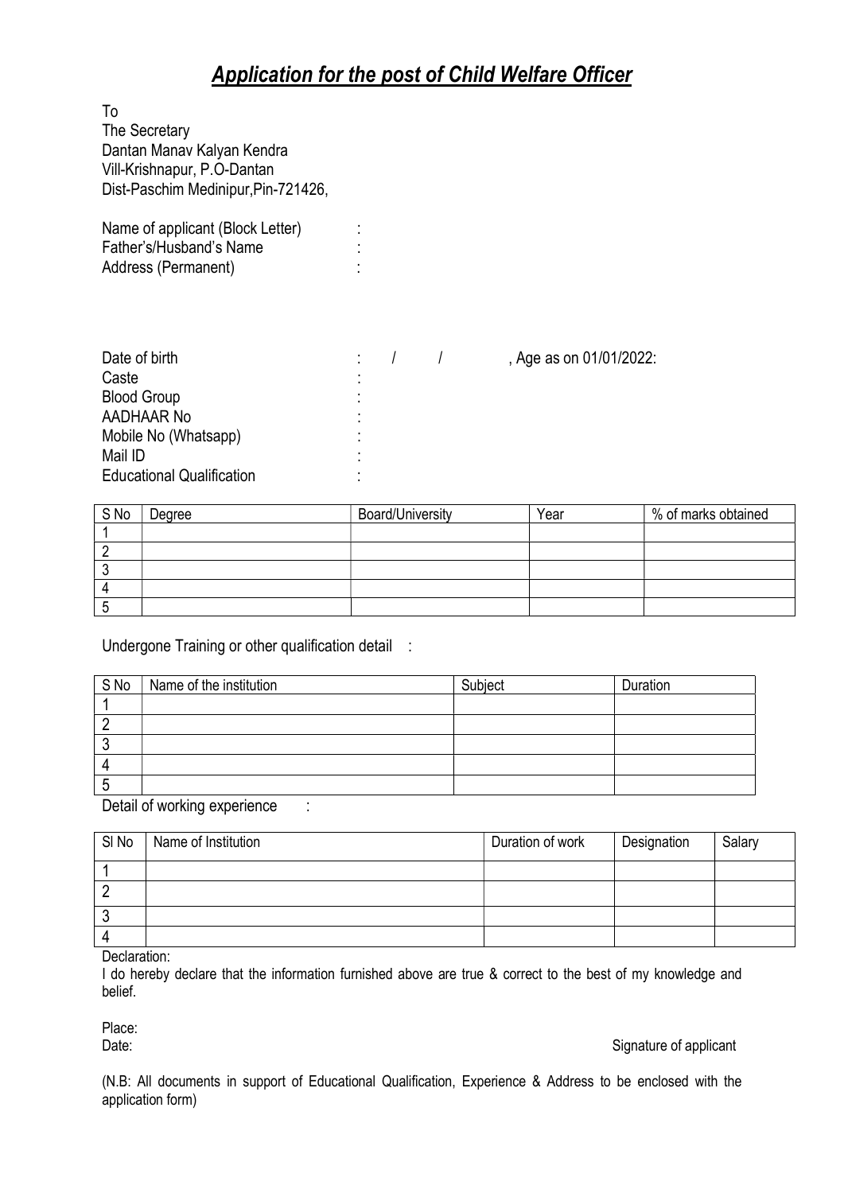# ***Application for the post of Child Welfare Officer***

To
The Secretary
Dantan Manav Kalyan Kendra
Vill-Krishnapur, P.O-Dantan
Dist-Paschim Medinipur,Pin-721426,

Name of applicant (Block Letter) :
Father's/Husband's Name :
Address (Permanent) :

Date of birth : / / , Age as on 01/01/2022:
Caste :
Blood Group :
AADHAAR No :
Mobile No (Whatsapp) :
Mail ID :
Educational Qualification :

| S No | Degree | Board/University | Year | % of marks obtained |
|---|---|---|---|---|
| 1 | | | | |
| 2 | | | | |
| 3 | | | | |
| 4 | | | | |
| 5 | | | | |

Undergone Training or other qualification detail :

| S No | Name of the institution | Subject | Duration |
|---|---|---|---|
| 1 | | | |
| 2 | | | |
| 3 | | | |
| 4 | | | |
| 5 | | | |

Detail of working experience :

| Sl No | Name of Institution | Duration of work | Designation | Salary |
|---|---|---|---|---|
| 1 | | | | |
| 2 | | | | |
| 3 | | | | |
| 4 | | | | |

Declaration:
I do hereby declare that the information furnished above are true & correct to the best of my knowledge and belief.

Place:
Date:

Signature of applicant

(N.B: All documents in support of Educational Qualification, Experience & Address to be enclosed with the application form)